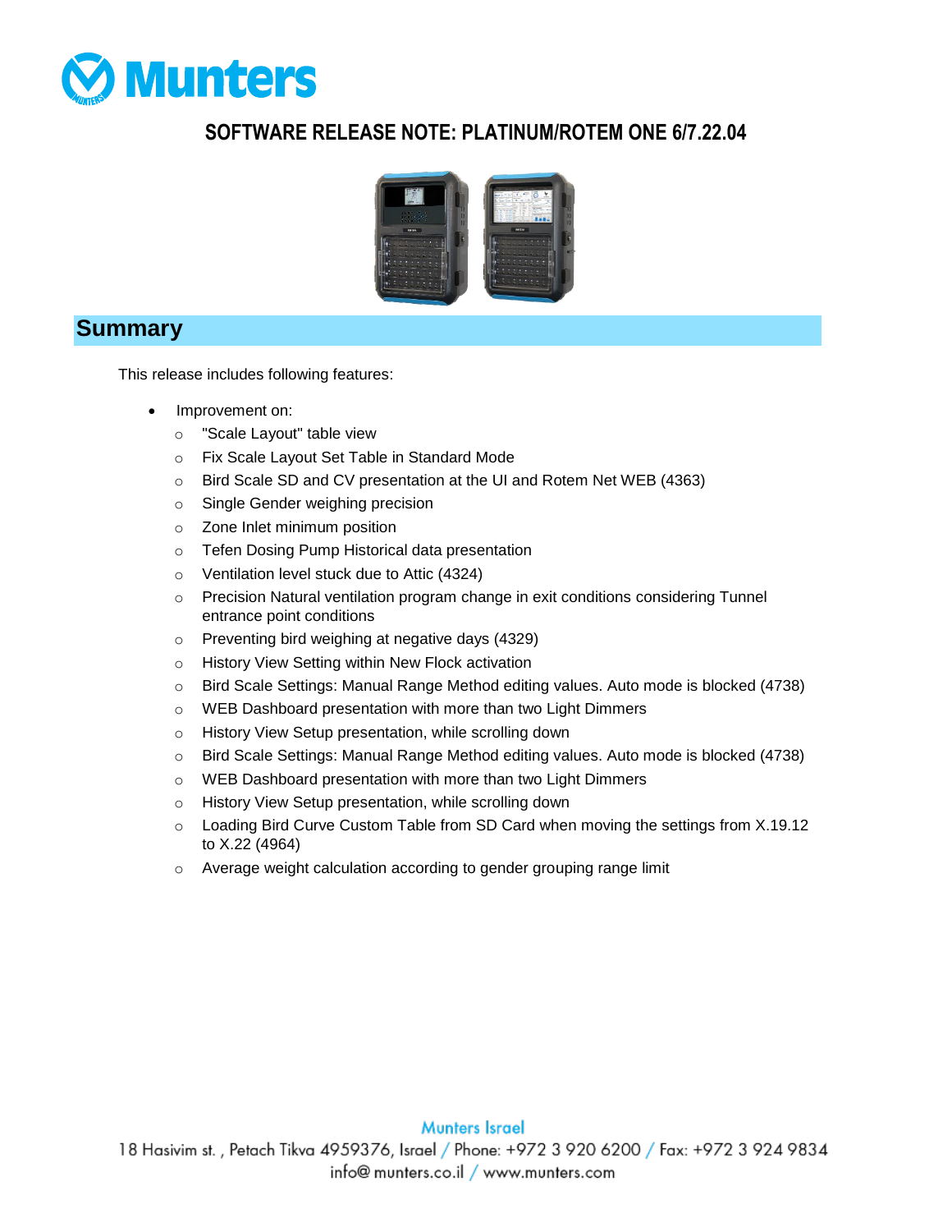# SOFTWARE RELEASE NOTE: PLATINUM/ROTEM ONE 6/7.22.04

## Summary

This release includes following features:

- Improvement on:
  - "Scale Layout" table view
  - Fix Scale Layout Set Table in Standard Mode
  - Bird Scale SD and CV presentation at the UI and Rotem Net WEB (4363)
  - Single Gender weighing precision
  - Zone Inlet minimum position
  - Tefen Dosing Pump Historical data presentation
  - Ventilation level stuck due to Attic (4324)
  - Precision Natural ventilation program change in exit conditions considering Tunnel entrance point conditions
  - Preventing bird weighing at negative days (4329)
  - History View Setting within New Flock activation
  - Bird Scale Settings: Manual Range Method editing values. Auto mode is blocked (4738)
  - WEB Dashboard presentation with more than two Light Dimmers
  - History View Setup presentation, while scrolling down
  - Bird Scale Settings: Manual Range Method editing values. Auto mode is blocked (4738)
  - WEB Dashboard presentation with more than two Light Dimmers
  - History View Setup presentation, while scrolling down
  - Loading Bird Curve Custom Table from SD Card when moving the settings from X.19.12 to X.22 (4964)
  - Average weight calculation according to gender grouping range limit

Munters Israel
18 Hasivim st. , Petach Tikva 4959376, Israel / Phone: +972 3 920 6200 / Fax: +972 3 924 9834
info@ munters.co.il / www.munters.com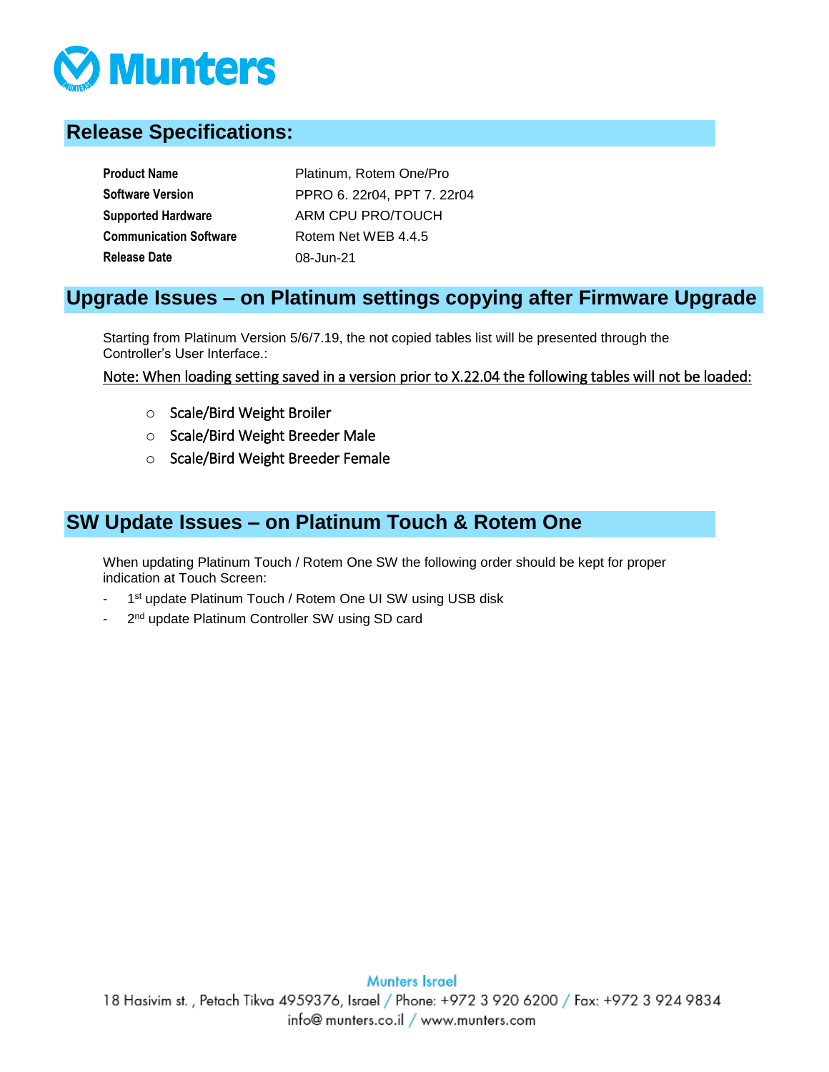## Release Specifications:

| | |
|---|---|
| **Product Name** | Platinum, Rotem One/Pro |
| **Software Version** | PPRO 6. 22r04, PPT 7. 22r04 |
| **Supported Hardware** | ARM CPU PRO/TOUCH |
| **Communication Software** | Rotem Net WEB 4.4.5 |
| **Release Date** | 08-Jun-21 |

## Upgrade Issues – on Platinum settings copying after Firmware Upgrade

Starting from Platinum Version 5/6/7.19, the not copied tables list will be presented through the Controller's User Interface.:

Note: When loading setting saved in a version prior to X.22.04 the following tables will not be loaded:

- Scale/Bird Weight Broiler
- Scale/Bird Weight Breeder Male
- Scale/Bird Weight Breeder Female

## SW Update Issues – on Platinum Touch & Rotem One

When updating Platinum Touch / Rotem One SW the following order should be kept for proper indication at Touch Screen:

- 1st update Platinum Touch / Rotem One UI SW using USB disk
- 2nd update Platinum Controller SW using SD card